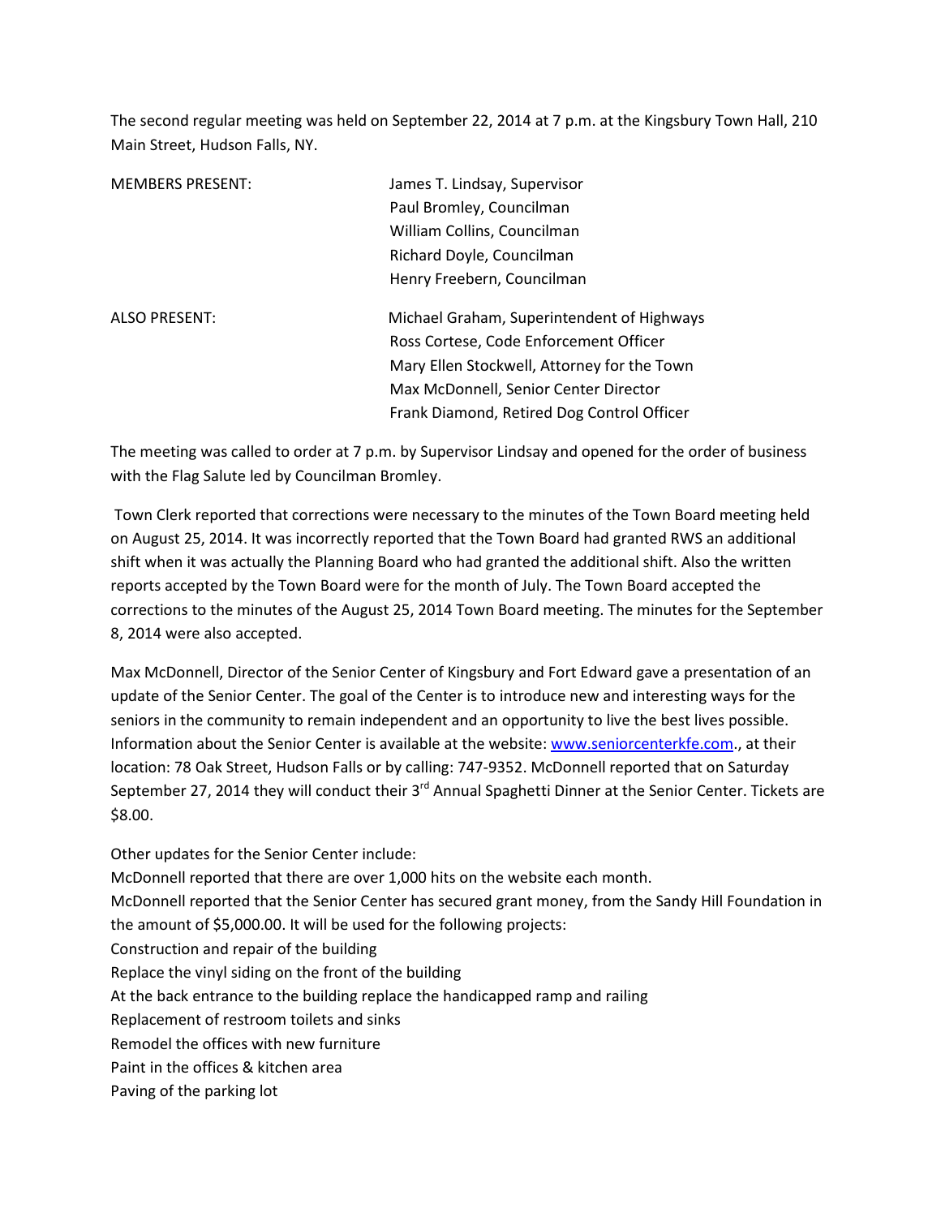The second regular meeting was held on September 22, 2014 at 7 p.m. at the Kingsbury Town Hall, 210 Main Street, Hudson Falls, NY.

| | |
|---|---|
| MEMBERS PRESENT: | James T. Lindsay, Supervisor |
| | Paul Bromley, Councilman |
| | William Collins, Councilman |
| | Richard Doyle, Councilman |
| | Henry Freebern, Councilman |
| ALSO PRESENT: | Michael Graham, Superintendent of Highways |
| | Ross Cortese, Code Enforcement Officer |
| | Mary Ellen Stockwell, Attorney for the Town |
| | Max McDonnell, Senior Center Director |
| | Frank Diamond, Retired Dog Control Officer |

The meeting was called to order at 7 p.m. by Supervisor Lindsay and opened for the order of business with the Flag Salute led by Councilman Bromley.

Town Clerk reported that corrections were necessary to the minutes of the Town Board meeting held on August 25, 2014. It was incorrectly reported that the Town Board had granted RWS an additional shift when it was actually the Planning Board who had granted the additional shift. Also the written reports accepted by the Town Board were for the month of July. The Town Board accepted the corrections to the minutes of the August 25, 2014 Town Board meeting. The minutes for the September 8, 2014 were also accepted.

Max McDonnell, Director of the Senior Center of Kingsbury and Fort Edward gave a presentation of an update of the Senior Center. The goal of the Center is to introduce new and interesting ways for the seniors in the community to remain independent and an opportunity to live the best lives possible. Information about the Senior Center is available at the website: www.seniorcenterkfe.com., at their location: 78 Oak Street, Hudson Falls or by calling: 747-9352. McDonnell reported that on Saturday September 27, 2014 they will conduct their 3rd Annual Spaghetti Dinner at the Senior Center. Tickets are $8.00.

Other updates for the Senior Center include:
McDonnell reported that there are over 1,000 hits on the website each month.
McDonnell reported that the Senior Center has secured grant money, from the Sandy Hill Foundation in the amount of $5,000.00. It will be used for the following projects:
Construction and repair of the building
Replace the vinyl siding on the front of the building
At the back entrance to the building replace the handicapped ramp and railing
Replacement of restroom toilets and sinks
Remodel the offices with new furniture
Paint in the offices & kitchen area
Paving of the parking lot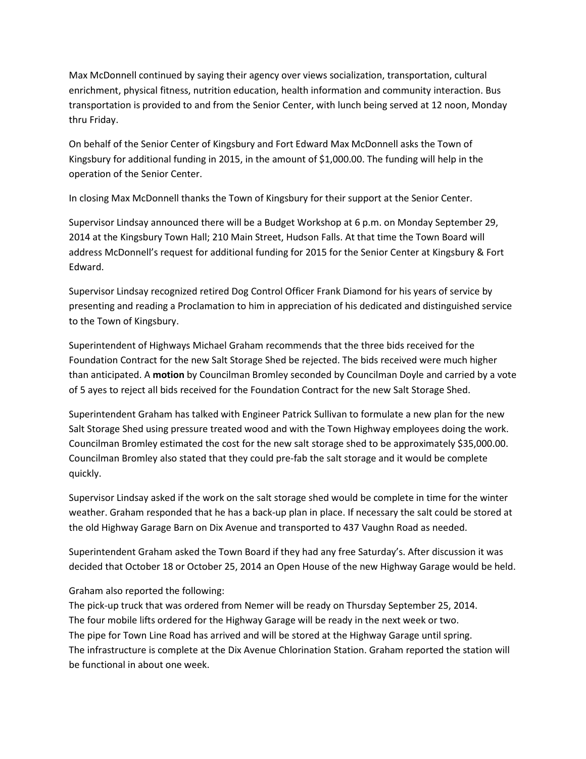Max McDonnell continued by saying their agency over views socialization, transportation, cultural enrichment, physical fitness, nutrition education, health information and community interaction. Bus transportation is provided to and from the Senior Center, with lunch being served at 12 noon, Monday thru Friday.

On behalf of the Senior Center of Kingsbury and Fort Edward Max McDonnell asks the Town of Kingsbury for additional funding in 2015, in the amount of $1,000.00. The funding will help in the operation of the Senior Center.

In closing Max McDonnell thanks the Town of Kingsbury for their support at the Senior Center.

Supervisor Lindsay announced there will be a Budget Workshop at 6 p.m. on Monday September 29, 2014 at the Kingsbury Town Hall; 210 Main Street, Hudson Falls. At that time the Town Board will address McDonnell's request for additional funding for 2015 for the Senior Center at Kingsbury & Fort Edward.

Supervisor Lindsay recognized retired Dog Control Officer Frank Diamond for his years of service by presenting and reading a Proclamation to him in appreciation of his dedicated and distinguished service to the Town of Kingsbury.

Superintendent of Highways Michael Graham recommends that the three bids received for the Foundation Contract for the new Salt Storage Shed be rejected. The bids received were much higher than anticipated. A **motion** by Councilman Bromley seconded by Councilman Doyle and carried by a vote of 5 ayes to reject all bids received for the Foundation Contract for the new Salt Storage Shed.

Superintendent Graham has talked with Engineer Patrick Sullivan to formulate a new plan for the new Salt Storage Shed using pressure treated wood and with the Town Highway employees doing the work. Councilman Bromley estimated the cost for the new salt storage shed to be approximately $35,000.00. Councilman Bromley also stated that they could pre-fab the salt storage and it would be complete quickly.

Supervisor Lindsay asked if the work on the salt storage shed would be complete in time for the winter weather. Graham responded that he has a back-up plan in place. If necessary the salt could be stored at the old Highway Garage Barn on Dix Avenue and transported to 437 Vaughn Road as needed.

Superintendent Graham asked the Town Board if they had any free Saturday's. After discussion it was decided that October 18 or October 25, 2014 an Open House of the new Highway Garage would be held.

Graham also reported the following:
The pick-up truck that was ordered from Nemer will be ready on Thursday September 25, 2014.
The four mobile lifts ordered for the Highway Garage will be ready in the next week or two.
The pipe for Town Line Road has arrived and will be stored at the Highway Garage until spring.
The infrastructure is complete at the Dix Avenue Chlorination Station. Graham reported the station will be functional in about one week.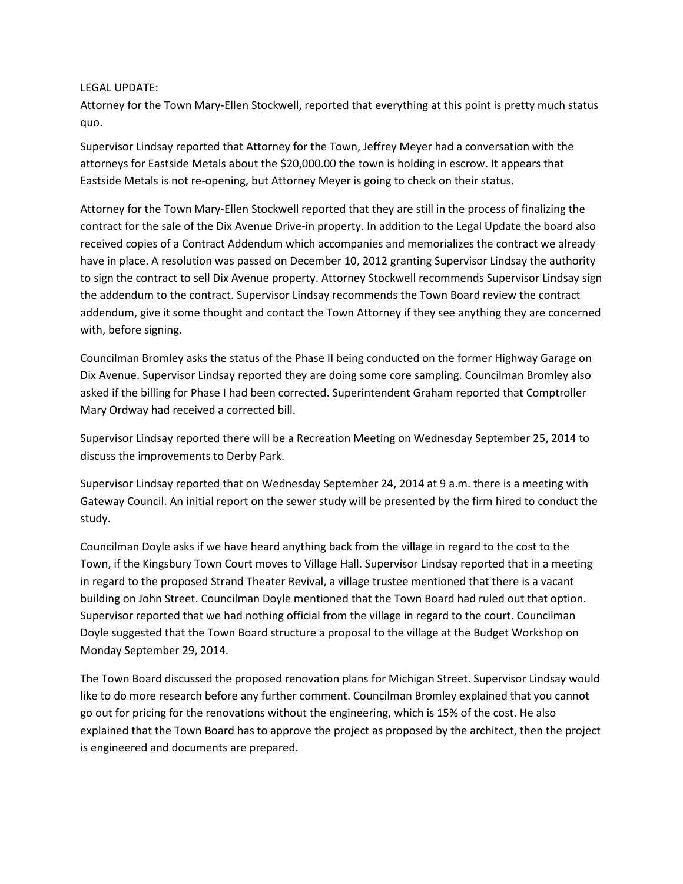LEGAL UPDATE:

Attorney for the Town Mary-Ellen Stockwell, reported that everything at this point is pretty much status quo.

Supervisor Lindsay reported that Attorney for the Town, Jeffrey Meyer had a conversation with the attorneys for Eastside Metals about the $20,000.00 the town is holding in escrow. It appears that Eastside Metals is not re-opening, but Attorney Meyer is going to check on their status.

Attorney for the Town Mary-Ellen Stockwell reported that they are still in the process of finalizing the contract for the sale of the Dix Avenue Drive-in property. In addition to the Legal Update the board also received copies of a Contract Addendum which accompanies and memorializes the contract we already have in place. A resolution was passed on December 10, 2012 granting Supervisor Lindsay the authority to sign the contract to sell Dix Avenue property. Attorney Stockwell recommends Supervisor Lindsay sign the addendum to the contract. Supervisor Lindsay recommends the Town Board review the contract addendum, give it some thought and contact the Town Attorney if they see anything they are concerned with, before signing.

Councilman Bromley asks the status of the Phase II being conducted on the former Highway Garage on Dix Avenue. Supervisor Lindsay reported they are doing some core sampling. Councilman Bromley also asked if the billing for Phase I had been corrected. Superintendent Graham reported that Comptroller Mary Ordway had received a corrected bill.

Supervisor Lindsay reported there will be a Recreation Meeting on Wednesday September 25, 2014 to discuss the improvements to Derby Park.

Supervisor Lindsay reported that on Wednesday September 24, 2014 at 9 a.m. there is a meeting with Gateway Council. An initial report on the sewer study will be presented by the firm hired to conduct the study.

Councilman Doyle asks if we have heard anything back from the village in regard to the cost to the Town, if the Kingsbury Town Court moves to Village Hall. Supervisor Lindsay reported that in a meeting in regard to the proposed Strand Theater Revival, a village trustee mentioned that there is a vacant building on John Street. Councilman Doyle mentioned that the Town Board had ruled out that option. Supervisor reported that we had nothing official from the village in regard to the court. Councilman Doyle suggested that the Town Board structure a proposal to the village at the Budget Workshop on Monday September 29, 2014.

The Town Board discussed the proposed renovation plans for Michigan Street. Supervisor Lindsay would like to do more research before any further comment. Councilman Bromley explained that you cannot go out for pricing for the renovations without the engineering, which is 15% of the cost. He also explained that the Town Board has to approve the project as proposed by the architect, then the project is engineered and documents are prepared.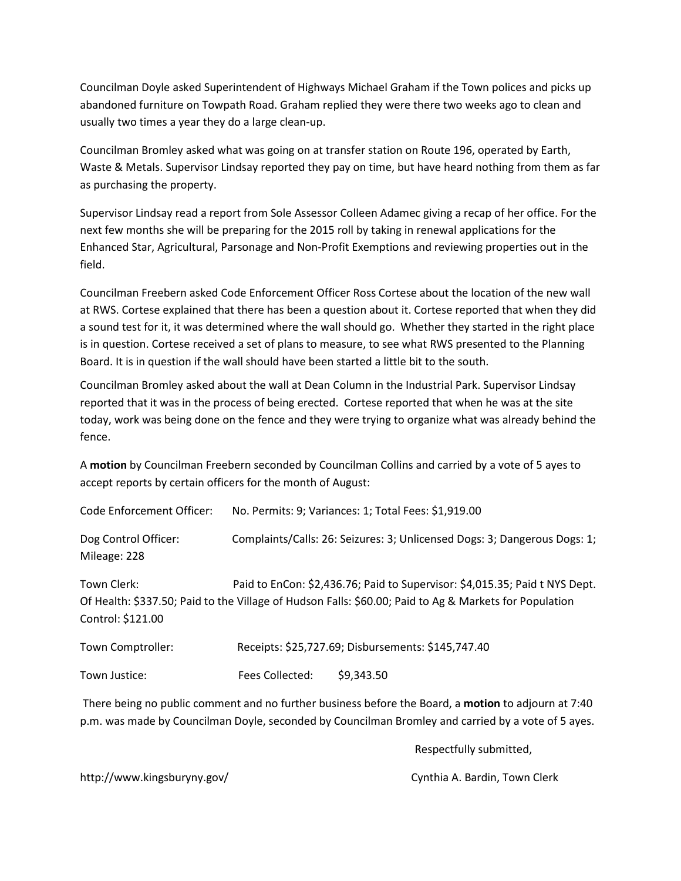Councilman Doyle asked Superintendent of Highways Michael Graham if the Town polices and picks up abandoned furniture on Towpath Road. Graham replied they were there two weeks ago to clean and usually two times a year they do a large clean-up.

Councilman Bromley asked what was going on at transfer station on Route 196, operated by Earth, Waste & Metals. Supervisor Lindsay reported they pay on time, but have heard nothing from them as far as purchasing the property.

Supervisor Lindsay read a report from Sole Assessor Colleen Adamec giving a recap of her office. For the next few months she will be preparing for the 2015 roll by taking in renewal applications for the Enhanced Star, Agricultural, Parsonage and Non-Profit Exemptions and reviewing properties out in the field.

Councilman Freebern asked Code Enforcement Officer Ross Cortese about the location of the new wall at RWS. Cortese explained that there has been a question about it. Cortese reported that when they did a sound test for it, it was determined where the wall should go. Whether they started in the right place is in question. Cortese received a set of plans to measure, to see what RWS presented to the Planning Board. It is in question if the wall should have been started a little bit to the south.

Councilman Bromley asked about the wall at Dean Column in the Industrial Park. Supervisor Lindsay reported that it was in the process of being erected. Cortese reported that when he was at the site today, work was being done on the fence and they were trying to organize what was already behind the fence.

A **motion** by Councilman Freebern seconded by Councilman Collins and carried by a vote of 5 ayes to accept reports by certain officers for the month of August:

Code Enforcement Officer: No. Permits: 9; Variances: 1; Total Fees: $1,919.00

Dog Control Officer: Complaints/Calls: 26: Seizures: 3; Unlicensed Dogs: 3; Dangerous Dogs: 1; Mileage: 228

Town Clerk: Paid to EnCon: $2,436.76; Paid to Supervisor: $4,015.35; Paid t NYS Dept. Of Health: $337.50; Paid to the Village of Hudson Falls: $60.00; Paid to Ag & Markets for Population Control: $121.00

Town Comptroller: Receipts: $25,727.69; Disbursements: $145,747.40

Town Justice: Fees Collected: $9,343.50

There being no public comment and no further business before the Board, a **motion** to adjourn at 7:40 p.m. was made by Councilman Doyle, seconded by Councilman Bromley and carried by a vote of 5 ayes.

Respectfully submitted,

http://www.kingsburyny.gov/

Cynthia A. Bardin, Town Clerk